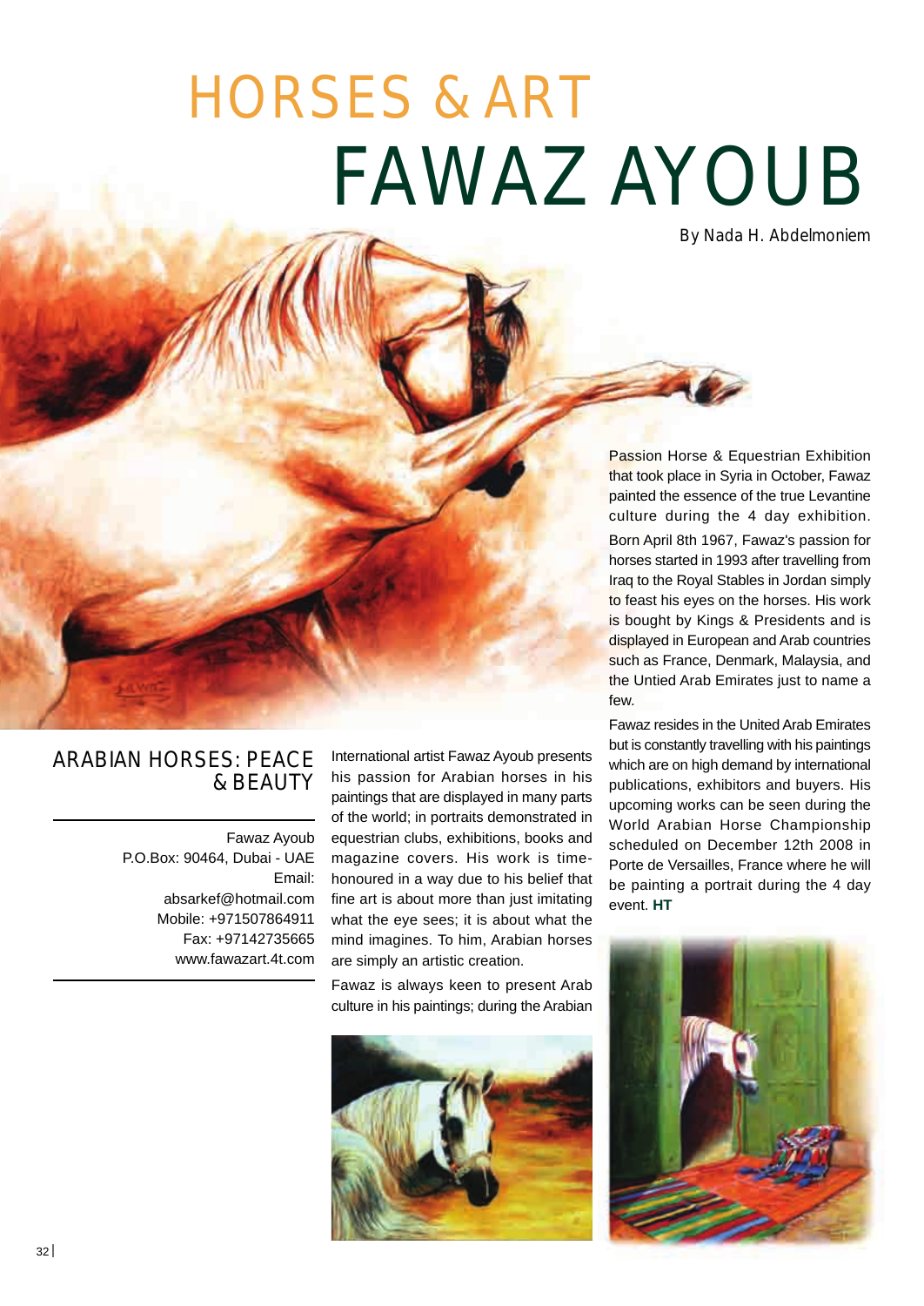# HORSES & ART

# FAWAZ AYOUB

By Nada H. Abdelmoniem

## ARABIAN HORSES: PEACE & BEAUTY

Fawaz Ayoub
P.O.Box: 90464, Dubai - UAE
Email:
absarkef@hotmail.com
Mobile: +971507864911
Fax: +97142735665
www.fawazart.4t.com

International artist Fawaz Ayoub presents his passion for Arabian horses in his paintings that are displayed in many parts of the world; in portraits demonstrated in equestrian clubs, exhibitions, books and magazine covers. His work is time-honoured in a way due to his belief that fine art is about more than just imitating what the eye sees; it is about what the mind imagines. To him, Arabian horses are simply an artistic creation.

Fawaz is always keen to present Arab culture in his paintings; during the Arabian Passion Horse & Equestrian Exhibition that took place in Syria in October, Fawaz painted the essence of the true Levantine culture during the 4 day exhibition.

Born April 8th 1967, Fawaz's passion for horses started in 1993 after travelling from Iraq to the Royal Stables in Jordan simply to feast his eyes on the horses. His work is bought by Kings & Presidents and is displayed in European and Arab countries such as France, Denmark, Malaysia, and the Untied Arab Emirates just to name a few.

Fawaz resides in the United Arab Emirates but is constantly travelling with his paintings which are on high demand by international publications, exhibitors and buyers. His upcoming works can be seen during the World Arabian Horse Championship scheduled on December 12th 2008 in Porte de Versailles, France where he will be painting a portrait during the 4 day event. **HT**